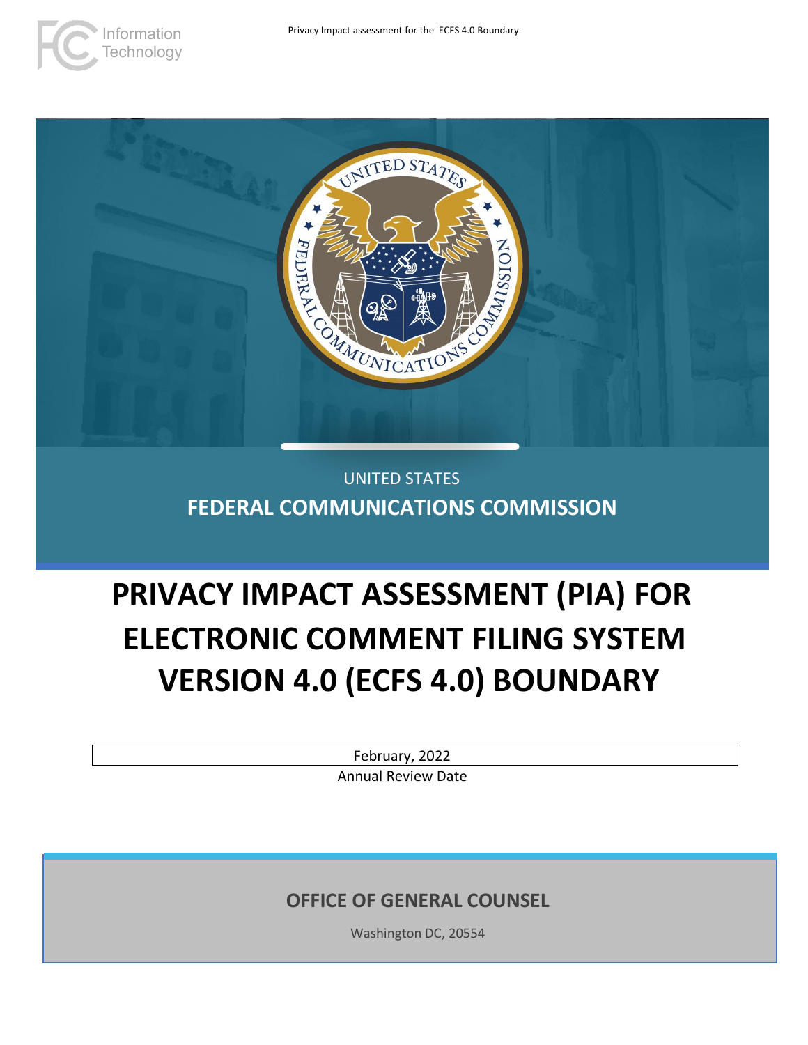UNITED STATES

**FEDERAL COMMUNICATIONS COMMISSION**

# PRIVACY IMPACT ASSESSMENT (PIA) FOR ELECTRONIC COMMENT FILING SYSTEM VERSION 4.0 (ECFS 4.0) BOUNDARY

February, 2022

Annual Review Date

**OFFICE OF GENERAL COUNSEL**

Washington DC, 20554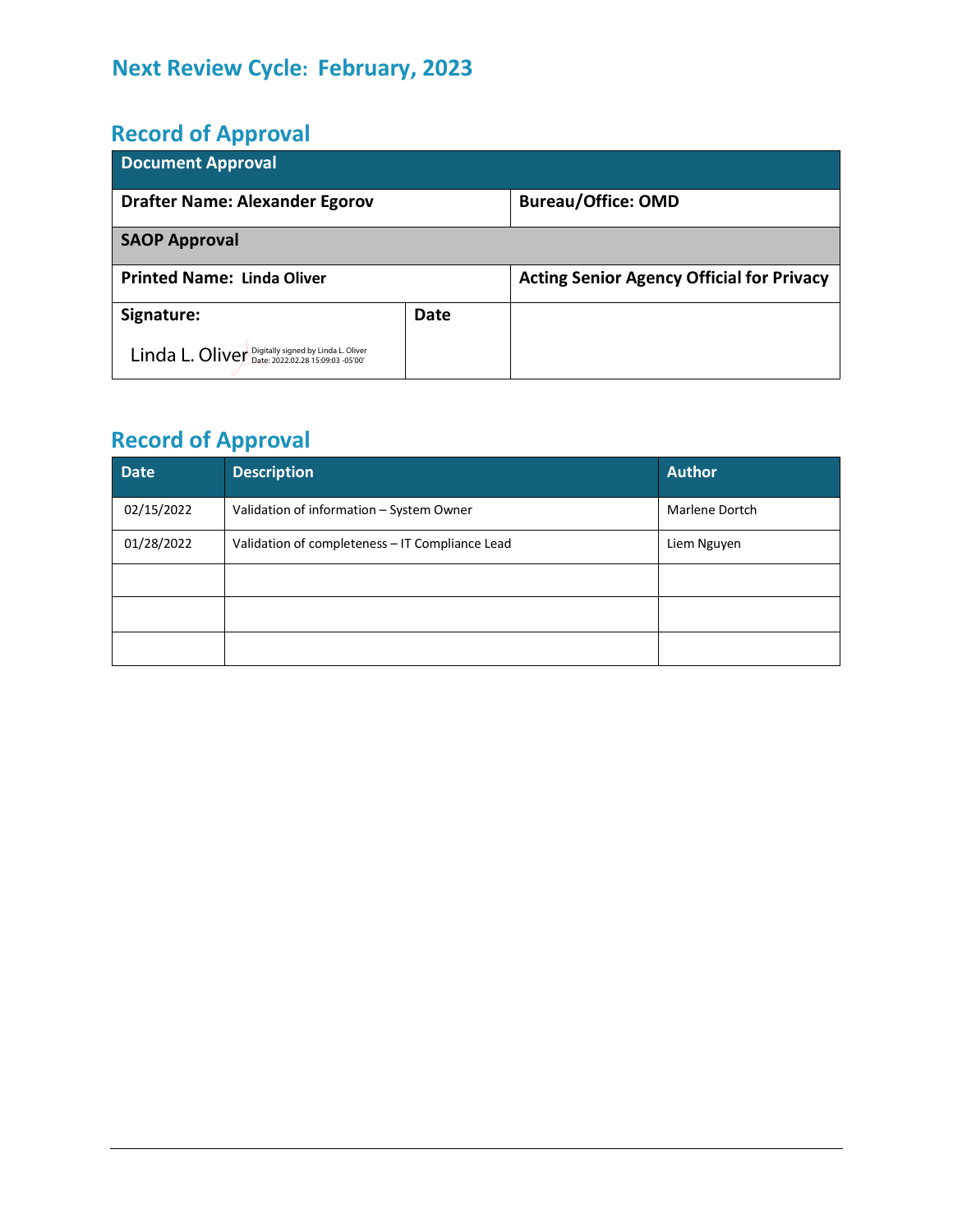## Next Review Cycle: February, 2023

## Record of Approval

| Document Approval | | |
|---|---|---|
| Drafter Name: Alexander Egorov | | Bureau/Office: OMD |
| SAOP Approval | | |
| Printed Name: Linda Oliver | | Acting Senior Agency Official for Privacy |
| Signature: Linda L. Oliver Digitally signed by Linda L. Oliver Date: 2022.02.28 15:09:03 -05'00' | Date | |

## Record of Approval

| Date | Description | Author |
|---|---|---|
| 02/15/2022 | Validation of information – System Owner | Marlene Dortch |
| 01/28/2022 | Validation of completeness – IT Compliance Lead | Liem Nguyen |
| | | |
| | | |
| | | |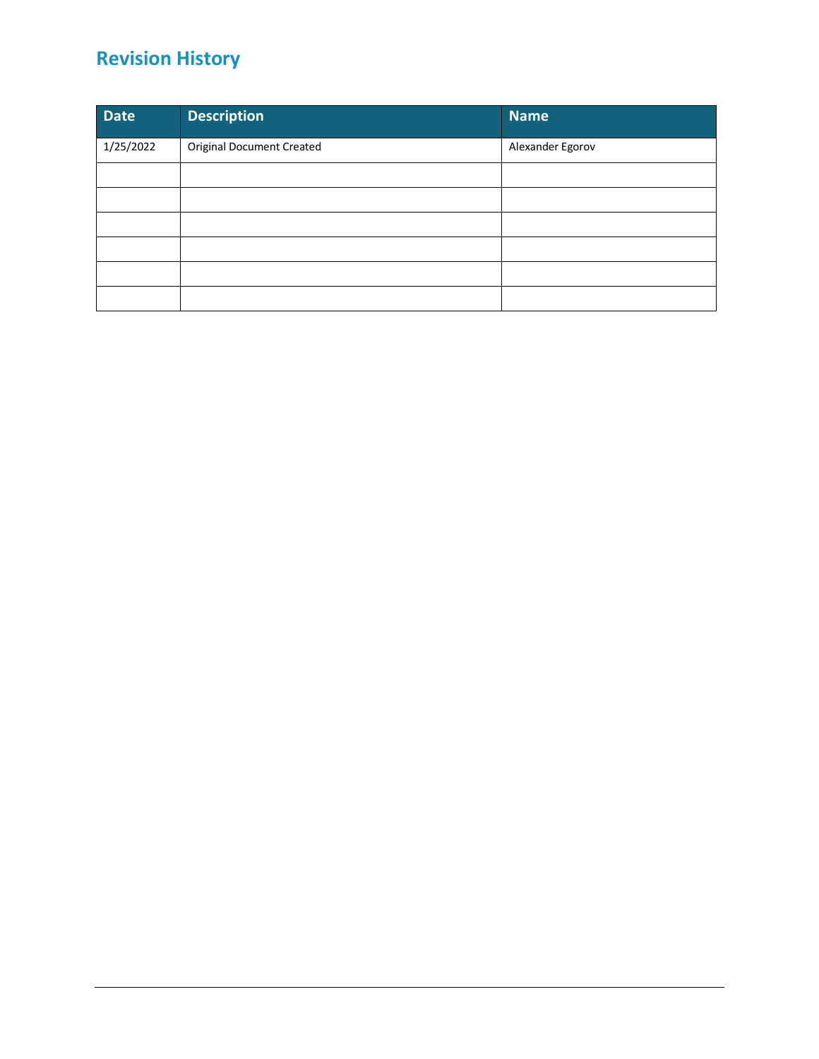## Revision History

| Date | Description | Name |
| --- | --- | --- |
| 1/25/2022 | Original Document Created | Alexander Egorov |
| | | |
| | | |
| | | |
| | | |
| | | |
| | | |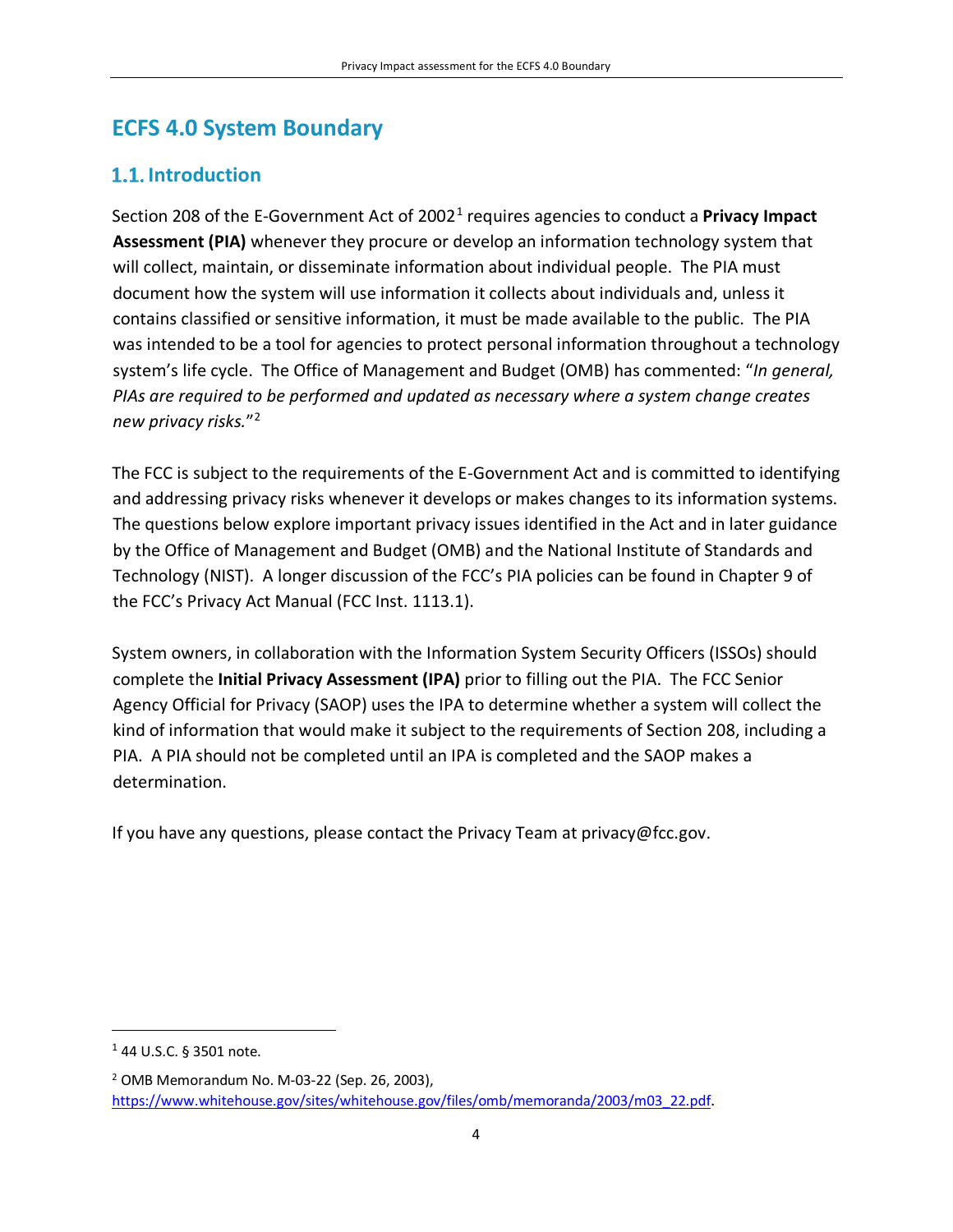# ECFS 4.0 System Boundary

## 1.1. Introduction

Section 208 of the E-Government Act of 2002[1] requires agencies to conduct a **Privacy Impact Assessment (PIA)** whenever they procure or develop an information technology system that will collect, maintain, or disseminate information about individual people. The PIA must document how the system will use information it collects about individuals and, unless it contains classified or sensitive information, it must be made available to the public. The PIA was intended to be a tool for agencies to protect personal information throughout a technology system's life cycle. The Office of Management and Budget (OMB) has commented: "*In general, PIAs are required to be performed and updated as necessary where a system change creates new privacy risks.*"[2]

The FCC is subject to the requirements of the E-Government Act and is committed to identifying and addressing privacy risks whenever it develops or makes changes to its information systems. The questions below explore important privacy issues identified in the Act and in later guidance by the Office of Management and Budget (OMB) and the National Institute of Standards and Technology (NIST). A longer discussion of the FCC's PIA policies can be found in Chapter 9 of the FCC's Privacy Act Manual (FCC Inst. 1113.1).

System owners, in collaboration with the Information System Security Officers (ISSOs) should complete the **Initial Privacy Assessment (IPA)** prior to filling out the PIA. The FCC Senior Agency Official for Privacy (SAOP) uses the IPA to determine whether a system will collect the kind of information that would make it subject to the requirements of Section 208, including a PIA. A PIA should not be completed until an IPA is completed and the SAOP makes a determination.

If you have any questions, please contact the Privacy Team at privacy@fcc.gov.

---

[1] 44 U.S.C. § 3501 note.

[2] OMB Memorandum No. M-03-22 (Sep. 26, 2003), https://www.whitehouse.gov/sites/whitehouse.gov/files/omb/memoranda/2003/m03_22.pdf.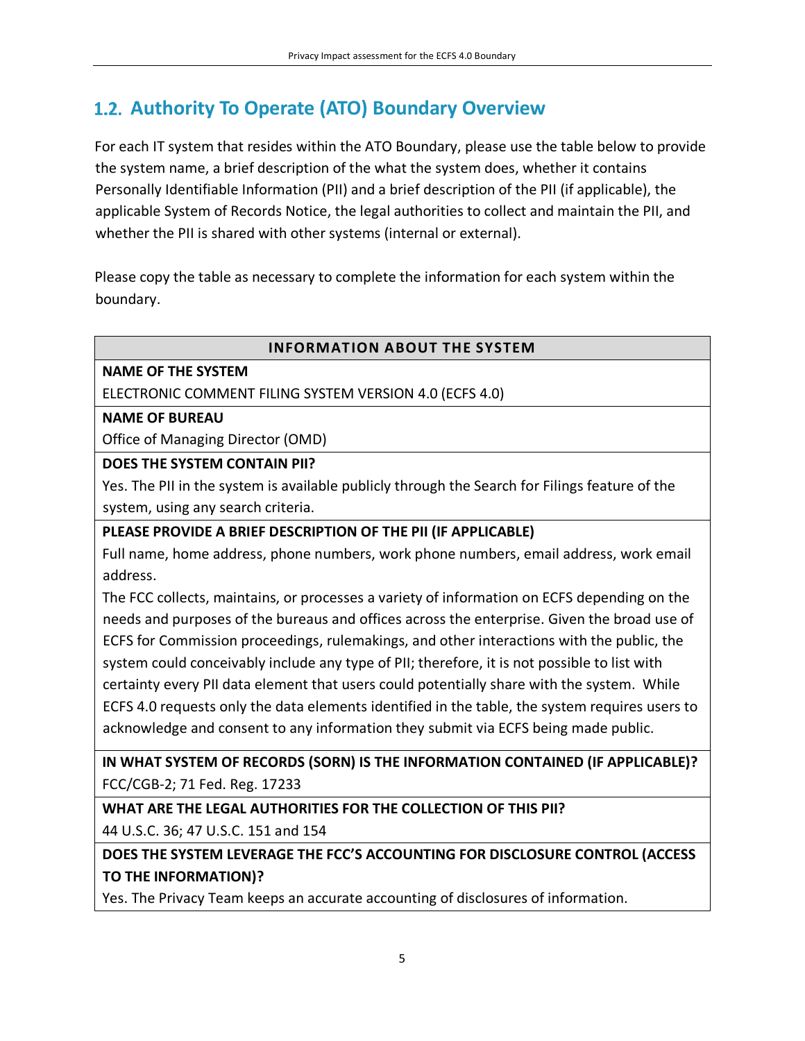## 1.2. Authority To Operate (ATO) Boundary Overview

For each IT system that resides within the ATO Boundary, please use the table below to provide the system name, a brief description of the what the system does, whether it contains Personally Identifiable Information (PII) and a brief description of the PII (if applicable), the applicable System of Records Notice, the legal authorities to collect and maintain the PII, and whether the PII is shared with other systems (internal or external).

Please copy the table as necessary to complete the information for each system within the boundary.

| INFORMATION ABOUT THE SYSTEM |
|---|
| **NAME OF THE SYSTEM**<br>ELECTRONIC COMMENT FILING SYSTEM VERSION 4.0 (ECFS 4.0) |
| **NAME OF BUREAU**<br>Office of Managing Director (OMD) |
| **DOES THE SYSTEM CONTAIN PII?**<br>Yes. The PII in the system is available publicly through the Search for Filings feature of the system, using any search criteria. |
| **PLEASE PROVIDE A BRIEF DESCRIPTION OF THE PII (IF APPLICABLE)**<br>Full name, home address, phone numbers, work phone numbers, email address, work email address.<br>The FCC collects, maintains, or processes a variety of information on ECFS depending on the needs and purposes of the bureaus and offices across the enterprise. Given the broad use of ECFS for Commission proceedings, rulemakings, and other interactions with the public, the system could conceivably include any type of PII; therefore, it is not possible to list with certainty every PII data element that users could potentially share with the system. While ECFS 4.0 requests only the data elements identified in the table, the system requires users to acknowledge and consent to any information they submit via ECFS being made public. |
| **IN WHAT SYSTEM OF RECORDS (SORN) IS THE INFORMATION CONTAINED (IF APPLICABLE)?**<br>FCC/CGB-2; 71 Fed. Reg. 17233 |
| **WHAT ARE THE LEGAL AUTHORITIES FOR THE COLLECTION OF THIS PII?**<br>44 U.S.C. 36; 47 U.S.C. 151 and 154 |
| **DOES THE SYSTEM LEVERAGE THE FCC'S ACCOUNTING FOR DISCLOSURE CONTROL (ACCESS TO THE INFORMATION)?**<br>Yes. The Privacy Team keeps an accurate accounting of disclosures of information. |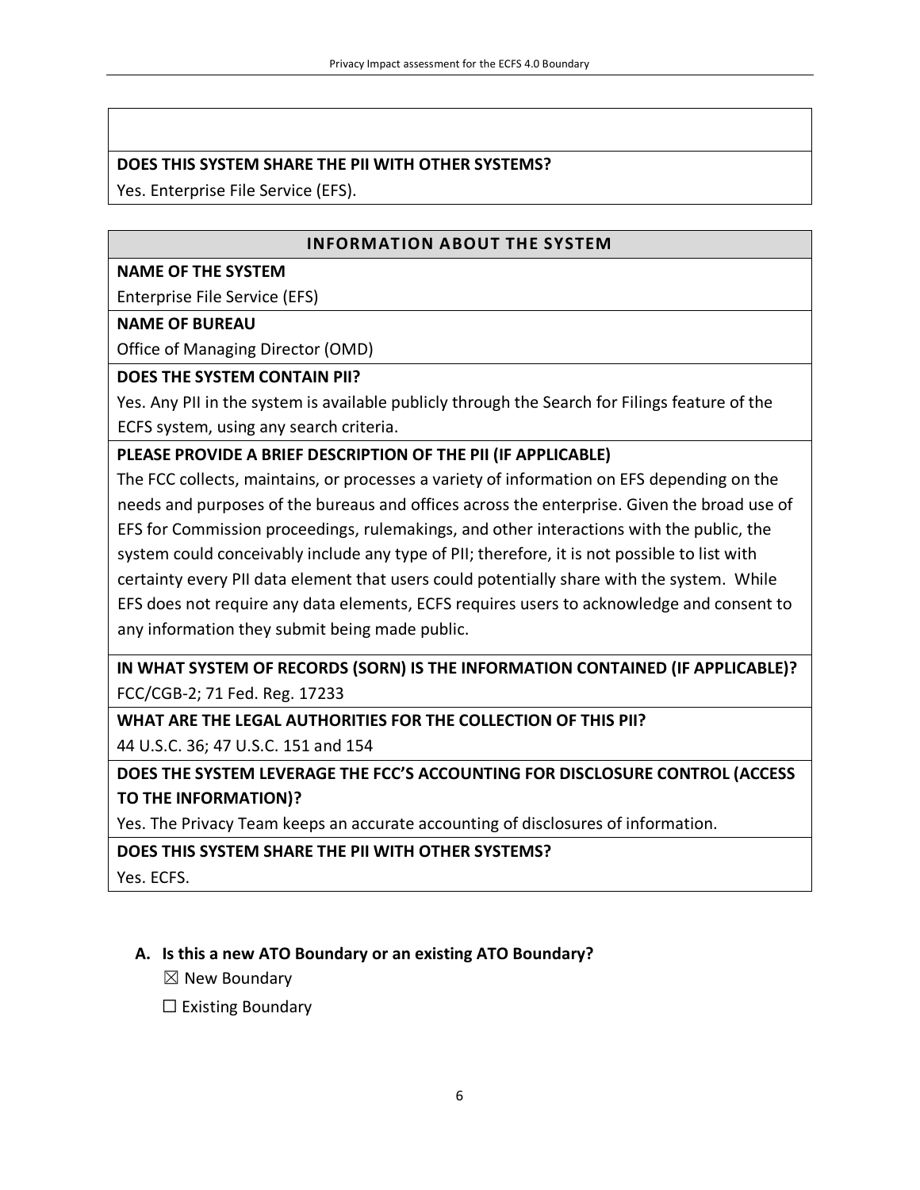**DOES THIS SYSTEM SHARE THE PII WITH OTHER SYSTEMS?**

Yes. Enterprise File Service (EFS).

| INFORMATION ABOUT THE SYSTEM |
|---|
| **NAME OF THE SYSTEM** |
| Enterprise File Service (EFS) |
| **NAME OF BUREAU** |
| Office of Managing Director (OMD) |
| **DOES THE SYSTEM CONTAIN PII?** |
| Yes. Any PII in the system is available publicly through the Search for Filings feature of the ECFS system, using any search criteria. |
| **PLEASE PROVIDE A BRIEF DESCRIPTION OF THE PII (IF APPLICABLE)** |
| The FCC collects, maintains, or processes a variety of information on EFS depending on the needs and purposes of the bureaus and offices across the enterprise. Given the broad use of EFS for Commission proceedings, rulemakings, and other interactions with the public, the system could conceivably include any type of PII; therefore, it is not possible to list with certainty every PII data element that users could potentially share with the system. While EFS does not require any data elements, ECFS requires users to acknowledge and consent to any information they submit being made public. |
| **IN WHAT SYSTEM OF RECORDS (SORN) IS THE INFORMATION CONTAINED (IF APPLICABLE)?** |
| FCC/CGB-2; 71 Fed. Reg. 17233 |
| **WHAT ARE THE LEGAL AUTHORITIES FOR THE COLLECTION OF THIS PII?** |
| 44 U.S.C. 36; 47 U.S.C. 151 and 154 |
| **DOES THE SYSTEM LEVERAGE THE FCC'S ACCOUNTING FOR DISCLOSURE CONTROL (ACCESS TO THE INFORMATION)?** |
| Yes. The Privacy Team keeps an accurate accounting of disclosures of information. |
| **DOES THIS SYSTEM SHARE THE PII WITH OTHER SYSTEMS?** |
| Yes. ECFS. |

**A. Is this a new ATO Boundary or an existing ATO Boundary?**

☒ New Boundary

☐ Existing Boundary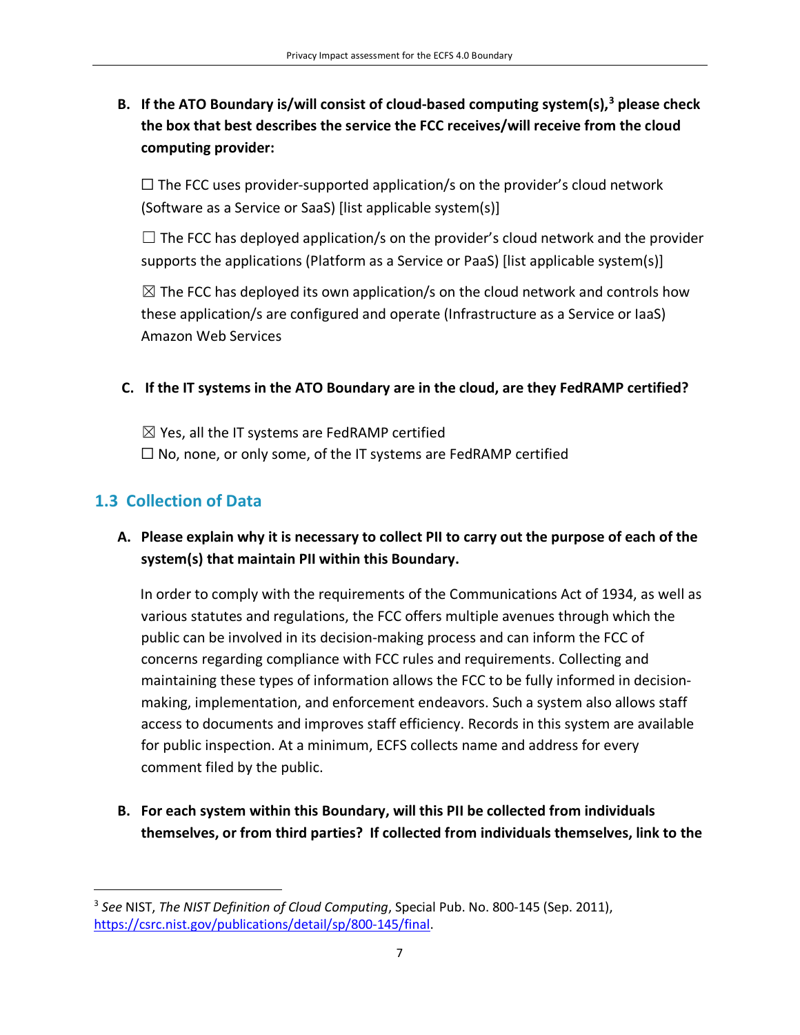**B. If the ATO Boundary is/will consist of cloud-based computing system(s),[3] please check the box that best describes the service the FCC receives/will receive from the cloud computing provider:**

☐ The FCC uses provider-supported application/s on the provider's cloud network (Software as a Service or SaaS) [list applicable system(s)]

☐ The FCC has deployed application/s on the provider's cloud network and the provider supports the applications (Platform as a Service or PaaS) [list applicable system(s)]

☒ The FCC has deployed its own application/s on the cloud network and controls how these application/s are configured and operate (Infrastructure as a Service or IaaS) Amazon Web Services

**C. If the IT systems in the ATO Boundary are in the cloud, are they FedRAMP certified?**

☒ Yes, all the IT systems are FedRAMP certified
☐ No, none, or only some, of the IT systems are FedRAMP certified

## 1.3 Collection of Data

**A. Please explain why it is necessary to collect PII to carry out the purpose of each of the system(s) that maintain PII within this Boundary.**

In order to comply with the requirements of the Communications Act of 1934, as well as various statutes and regulations, the FCC offers multiple avenues through which the public can be involved in its decision-making process and can inform the FCC of concerns regarding compliance with FCC rules and requirements. Collecting and maintaining these types of information allows the FCC to be fully informed in decision-making, implementation, and enforcement endeavors. Such a system also allows staff access to documents and improves staff efficiency. Records in this system are available for public inspection. At a minimum, ECFS collects name and address for every comment filed by the public.

**B. For each system within this Boundary, will this PII be collected from individuals themselves, or from third parties? If collected from individuals themselves, link to the**

---

[3] *See* NIST, *The NIST Definition of Cloud Computing*, Special Pub. No. 800-145 (Sep. 2011), https://csrc.nist.gov/publications/detail/sp/800-145/final.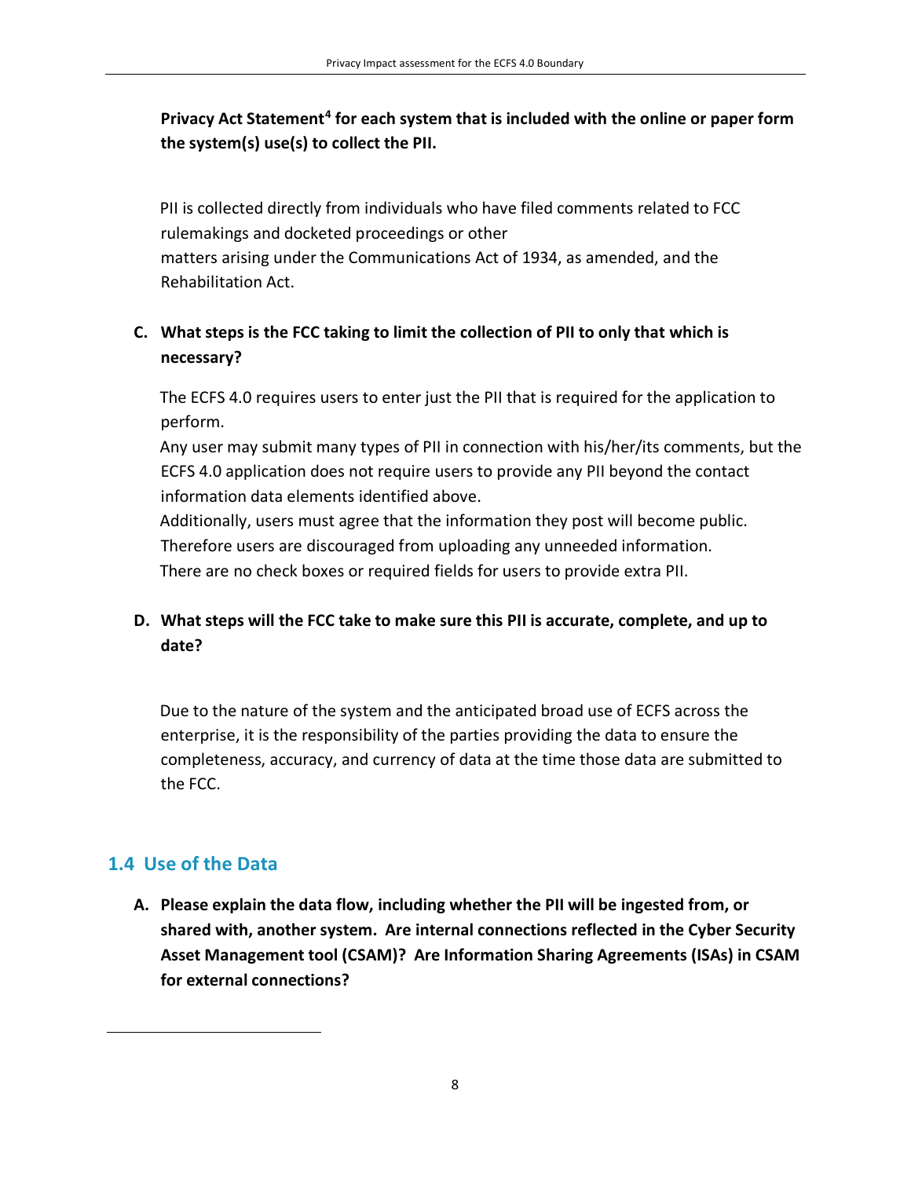**Privacy Act Statement[4] for each system that is included with the online or paper form the system(s) use(s) to collect the PII.**

PII is collected directly from individuals who have filed comments related to FCC rulemakings and docketed proceedings or other matters arising under the Communications Act of 1934, as amended, and the Rehabilitation Act.

**C. What steps is the FCC taking to limit the collection of PII to only that which is necessary?**

The ECFS 4.0 requires users to enter just the PII that is required for the application to perform.
Any user may submit many types of PII in connection with his/her/its comments, but the ECFS 4.0 application does not require users to provide any PII beyond the contact information data elements identified above.
Additionally, users must agree that the information they post will become public. Therefore users are discouraged from uploading any unneeded information.
There are no check boxes or required fields for users to provide extra PII.

**D. What steps will the FCC take to make sure this PII is accurate, complete, and up to date?**

Due to the nature of the system and the anticipated broad use of ECFS across the enterprise, it is the responsibility of the parties providing the data to ensure the completeness, accuracy, and currency of data at the time those data are submitted to the FCC.

## 1.4 Use of the Data

**A. Please explain the data flow, including whether the PII will be ingested from, or shared with, another system. Are internal connections reflected in the Cyber Security Asset Management tool (CSAM)? Are Information Sharing Agreements (ISAs) in CSAM for external connections?**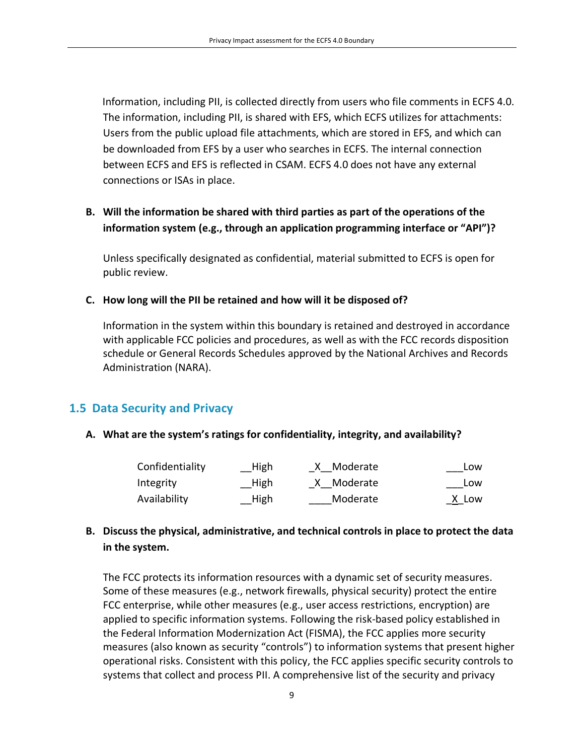Information, including PII, is collected directly from users who file comments in ECFS 4.0. The information, including PII, is shared with EFS, which ECFS utilizes for attachments: Users from the public upload file attachments, which are stored in EFS, and which can be downloaded from EFS by a user who searches in ECFS. The internal connection between ECFS and EFS is reflected in CSAM. ECFS 4.0 does not have any external connections or ISAs in place.

**B. Will the information be shared with third parties as part of the operations of the information system (e.g., through an application programming interface or "API")?**

Unless specifically designated as confidential, material submitted to ECFS is open for public review.

**C. How long will the PII be retained and how will it be disposed of?**

Information in the system within this boundary is retained and destroyed in accordance with applicable FCC policies and procedures, as well as with the FCC records disposition schedule or General Records Schedules approved by the National Archives and Records Administration (NARA).

## 1.5 Data Security and Privacy

**A. What are the system's ratings for confidentiality, integrity, and availability?**

| | | | |
|---|---|---|---|
| Confidentiality | __High | _X__Moderate | ___Low |
| Integrity | __High | _X__Moderate | ___Low |
| Availability | __High | ____Moderate | _X_Low |

**B. Discuss the physical, administrative, and technical controls in place to protect the data in the system.**

The FCC protects its information resources with a dynamic set of security measures. Some of these measures (e.g., network firewalls, physical security) protect the entire FCC enterprise, while other measures (e.g., user access restrictions, encryption) are applied to specific information systems. Following the risk-based policy established in the Federal Information Modernization Act (FISMA), the FCC applies more security measures (also known as security "controls") to information systems that present higher operational risks. Consistent with this policy, the FCC applies specific security controls to systems that collect and process PII. A comprehensive list of the security and privacy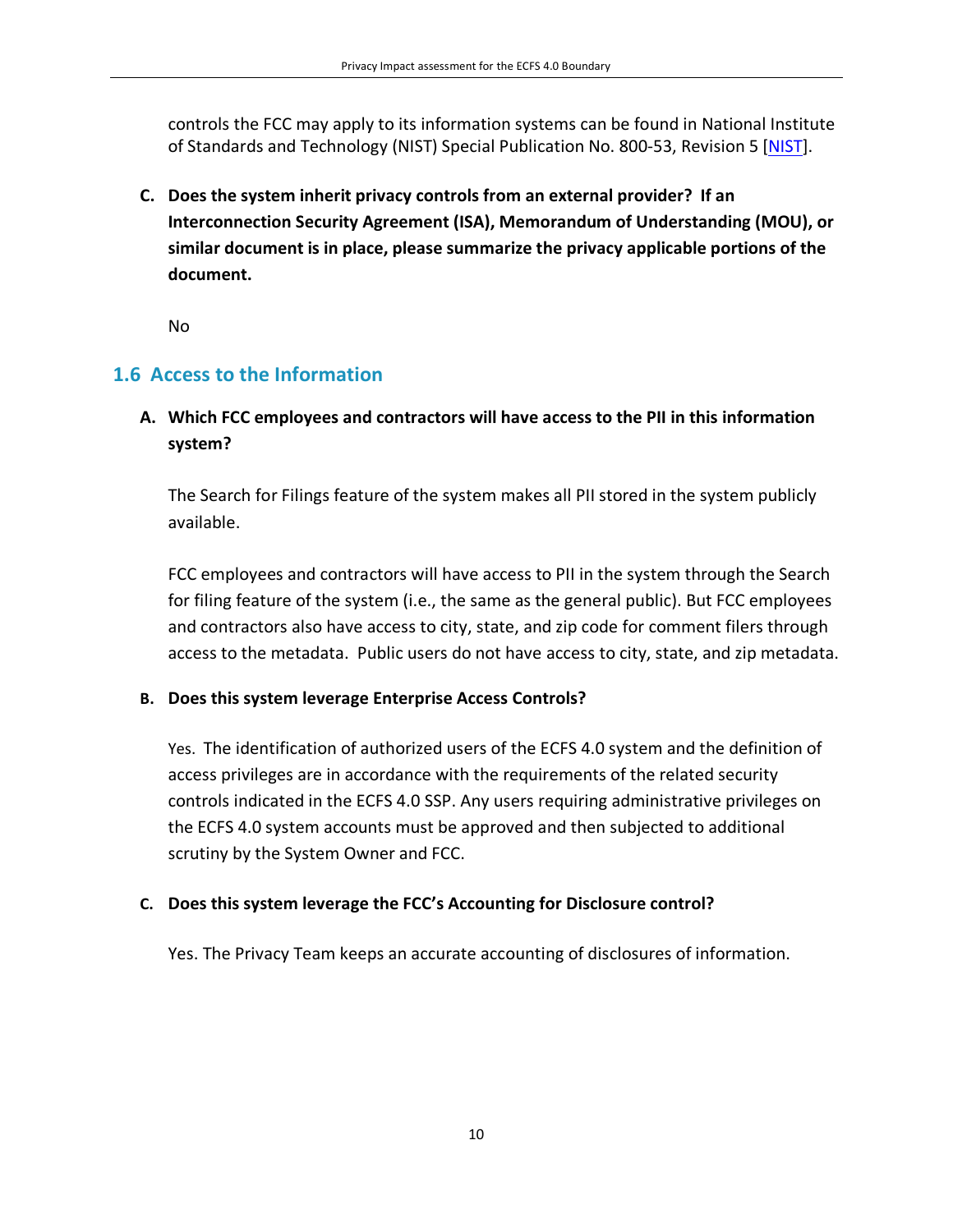controls the FCC may apply to its information systems can be found in National Institute of Standards and Technology (NIST) Special Publication No. 800-53, Revision 5 [NIST].

**C. Does the system inherit privacy controls from an external provider? If an Interconnection Security Agreement (ISA), Memorandum of Understanding (MOU), or similar document is in place, please summarize the privacy applicable portions of the document.**

No

## 1.6 Access to the Information

**A. Which FCC employees and contractors will have access to the PII in this information system?**

The Search for Filings feature of the system makes all PII stored in the system publicly available.

FCC employees and contractors will have access to PII in the system through the Search for filing feature of the system (i.e., the same as the general public). But FCC employees and contractors also have access to city, state, and zip code for comment filers through access to the metadata. Public users do not have access to city, state, and zip metadata.

**B. Does this system leverage Enterprise Access Controls?**

Yes. The identification of authorized users of the ECFS 4.0 system and the definition of access privileges are in accordance with the requirements of the related security controls indicated in the ECFS 4.0 SSP. Any users requiring administrative privileges on the ECFS 4.0 system accounts must be approved and then subjected to additional scrutiny by the System Owner and FCC.

**C. Does this system leverage the FCC's Accounting for Disclosure control?**

Yes. The Privacy Team keeps an accurate accounting of disclosures of information.